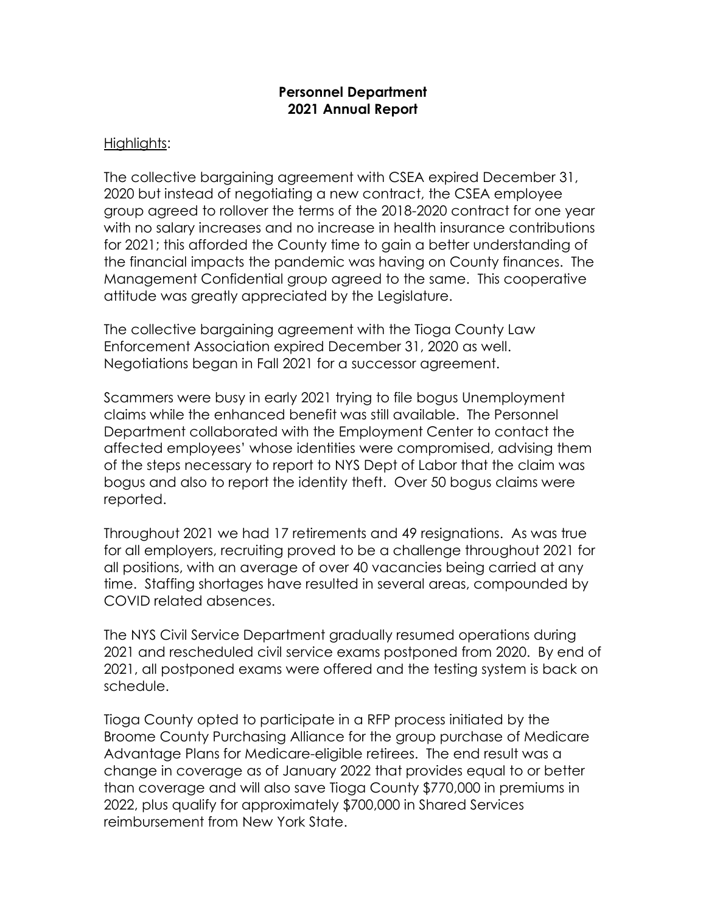# Personnel Department
# 2021 Annual Report

Highlights:

The collective bargaining agreement with CSEA expired December 31, 2020 but instead of negotiating a new contract, the CSEA employee group agreed to rollover the terms of the 2018-2020 contract for one year with no salary increases and no increase in health insurance contributions for 2021; this afforded the County time to gain a better understanding of the financial impacts the pandemic was having on County finances. The Management Confidential group agreed to the same. This cooperative attitude was greatly appreciated by the Legislature.

The collective bargaining agreement with the Tioga County Law Enforcement Association expired December 31, 2020 as well. Negotiations began in Fall 2021 for a successor agreement.

Scammers were busy in early 2021 trying to file bogus Unemployment claims while the enhanced benefit was still available. The Personnel Department collaborated with the Employment Center to contact the affected employees' whose identities were compromised, advising them of the steps necessary to report to NYS Dept of Labor that the claim was bogus and also to report the identity theft. Over 50 bogus claims were reported.

Throughout 2021 we had 17 retirements and 49 resignations. As was true for all employers, recruiting proved to be a challenge throughout 2021 for all positions, with an average of over 40 vacancies being carried at any time. Staffing shortages have resulted in several areas, compounded by COVID related absences.

The NYS Civil Service Department gradually resumed operations during 2021 and rescheduled civil service exams postponed from 2020. By end of 2021, all postponed exams were offered and the testing system is back on schedule.

Tioga County opted to participate in a RFP process initiated by the Broome County Purchasing Alliance for the group purchase of Medicare Advantage Plans for Medicare-eligible retirees. The end result was a change in coverage as of January 2022 that provides equal to or better than coverage and will also save Tioga County $770,000 in premiums in 2022, plus qualify for approximately $700,000 in Shared Services reimbursement from New York State.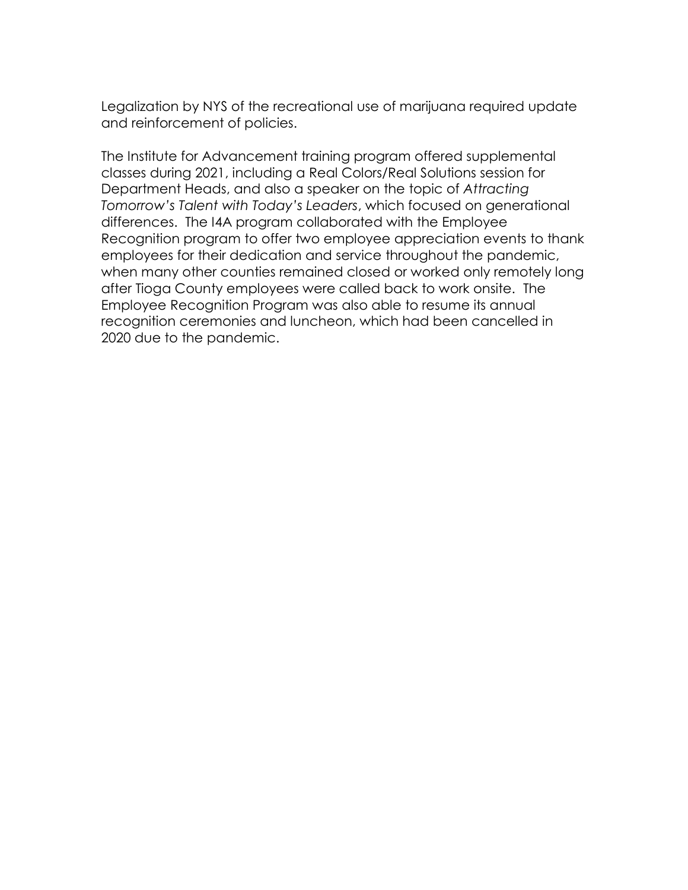Legalization by NYS of the recreational use of marijuana required update and reinforcement of policies.

The Institute for Advancement training program offered supplemental classes during 2021, including a Real Colors/Real Solutions session for Department Heads, and also a speaker on the topic of *Attracting Tomorrow's Talent with Today's Leaders*, which focused on generational differences. The I4A program collaborated with the Employee Recognition program to offer two employee appreciation events to thank employees for their dedication and service throughout the pandemic, when many other counties remained closed or worked only remotely long after Tioga County employees were called back to work onsite. The Employee Recognition Program was also able to resume its annual recognition ceremonies and luncheon, which had been cancelled in 2020 due to the pandemic.